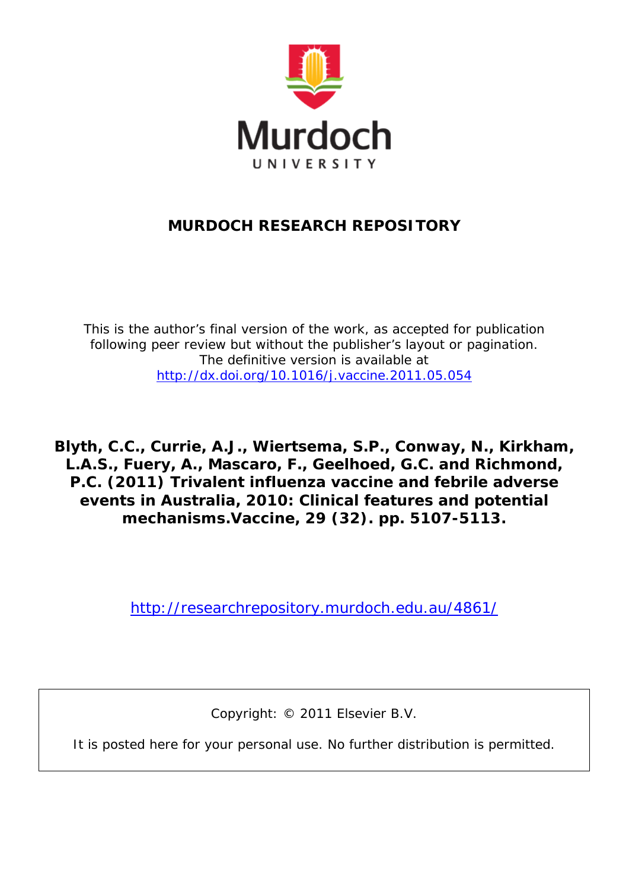Murdoch UNIVERSITY

**MURDOCH RESEARCH REPOSITORY**

This is the author's final version of the work, as accepted for publication following peer review but without the publisher's layout or pagination.
The definitive version is available at
http://dx.doi.org/10.1016/j.vaccine.2011.05.054

**Blyth, C.C., Currie, A.J., Wiertsema, S.P., Conway, N., Kirkham, L.A.S., Fuery, A., Mascaro, F., Geelhoed, G.C. and Richmond, P.C. (2011) Trivalent influenza vaccine and febrile adverse events in Australia, 2010: Clinical features and potential mechanisms.Vaccine, 29 (32). pp. 5107-5113.**

http://researchrepository.murdoch.edu.au/4861/

Copyright: © 2011 Elsevier B.V.

It is posted here for your personal use. No further distribution is permitted.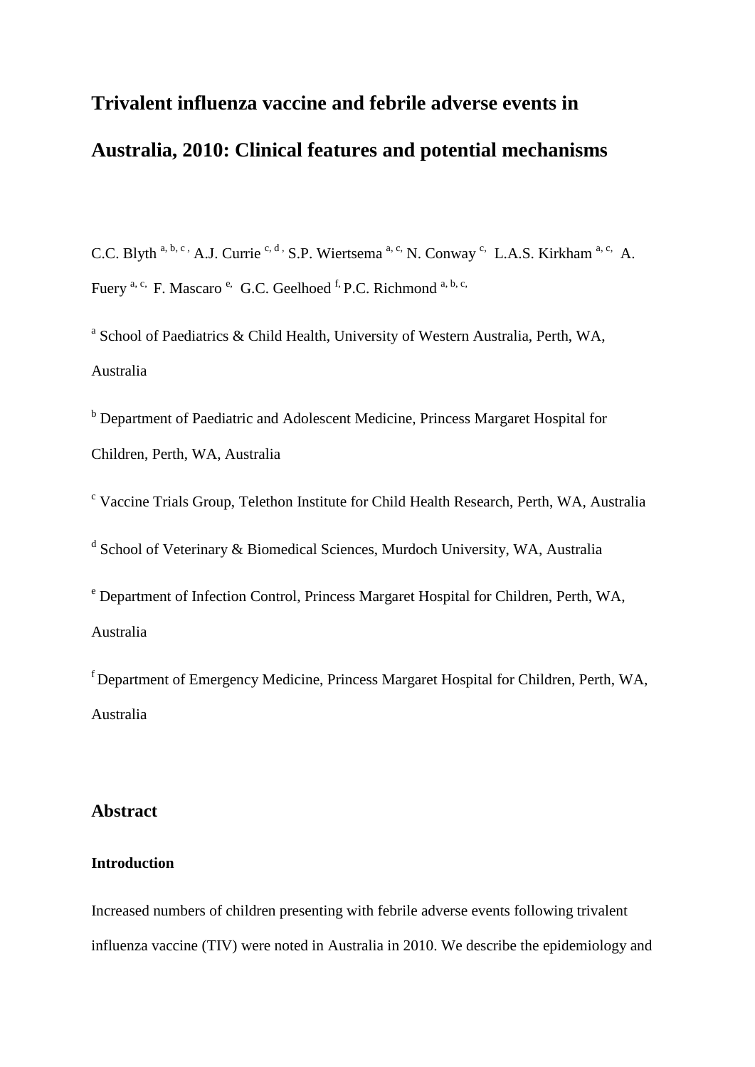# Trivalent influenza vaccine and febrile adverse events in Australia, 2010: Clinical features and potential mechanisms

C.C. Blyth [a, b, c], A.J. Currie [c, d], S.P. Wiertsema [a, c], N. Conway [c], L.A.S. Kirkham [a, c], A. Fuery [a, c], F. Mascaro [e], G.C. Geelhoed [f], P.C. Richmond [a, b, c]

[a] School of Paediatrics & Child Health, University of Western Australia, Perth, WA, Australia

[b] Department of Paediatric and Adolescent Medicine, Princess Margaret Hospital for Children, Perth, WA, Australia

[c] Vaccine Trials Group, Telethon Institute for Child Health Research, Perth, WA, Australia

[d] School of Veterinary & Biomedical Sciences, Murdoch University, WA, Australia

[e] Department of Infection Control, Princess Margaret Hospital for Children, Perth, WA, Australia

[f] Department of Emergency Medicine, Princess Margaret Hospital for Children, Perth, WA, Australia

## Abstract

### Introduction

Increased numbers of children presenting with febrile adverse events following trivalent influenza vaccine (TIV) were noted in Australia in 2010. We describe the epidemiology and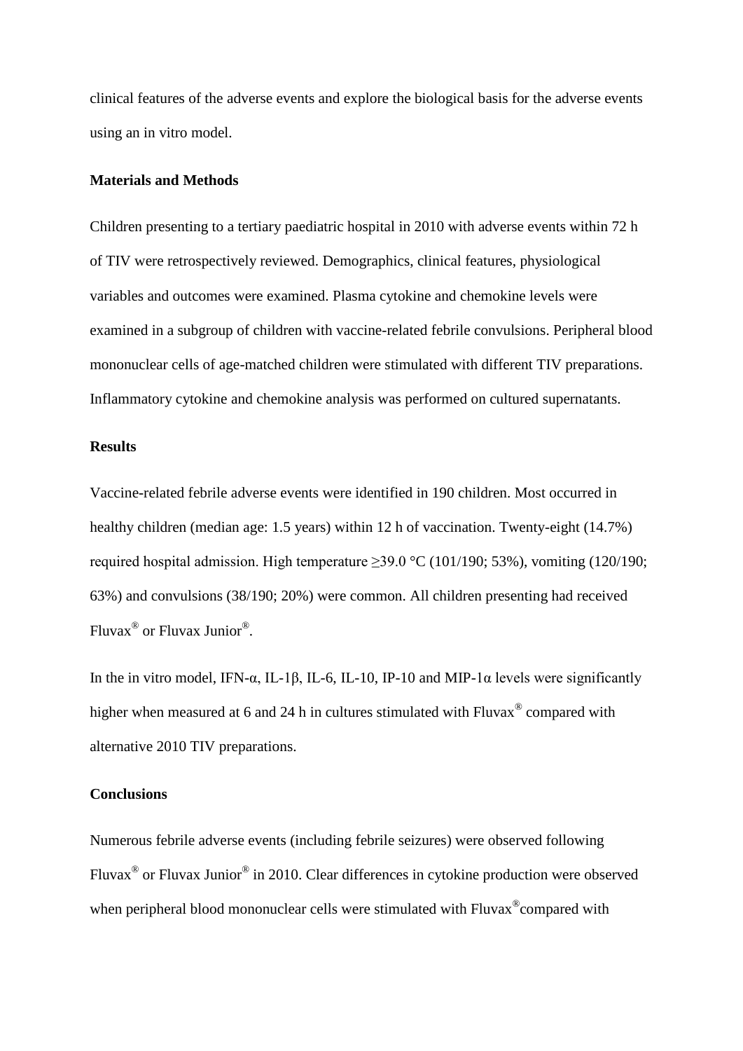clinical features of the adverse events and explore the biological basis for the adverse events using an in vitro model.

**Materials and Methods**

Children presenting to a tertiary paediatric hospital in 2010 with adverse events within 72 h of TIV were retrospectively reviewed. Demographics, clinical features, physiological variables and outcomes were examined. Plasma cytokine and chemokine levels were examined in a subgroup of children with vaccine-related febrile convulsions. Peripheral blood mononuclear cells of age-matched children were stimulated with different TIV preparations. Inflammatory cytokine and chemokine analysis was performed on cultured supernatants.

**Results**

Vaccine-related febrile adverse events were identified in 190 children. Most occurred in healthy children (median age: 1.5 years) within 12 h of vaccination. Twenty-eight (14.7%) required hospital admission. High temperature ≥39.0 °C (101/190; 53%), vomiting (120/190; 63%) and convulsions (38/190; 20%) were common. All children presenting had received Fluvax® or Fluvax Junior®.

In the in vitro model, IFN-α, IL-1β, IL-6, IL-10, IP-10 and MIP-1α levels were significantly higher when measured at 6 and 24 h in cultures stimulated with Fluvax® compared with alternative 2010 TIV preparations.

**Conclusions**

Numerous febrile adverse events (including febrile seizures) were observed following Fluvax® or Fluvax Junior® in 2010. Clear differences in cytokine production were observed when peripheral blood mononuclear cells were stimulated with Fluvax®compared with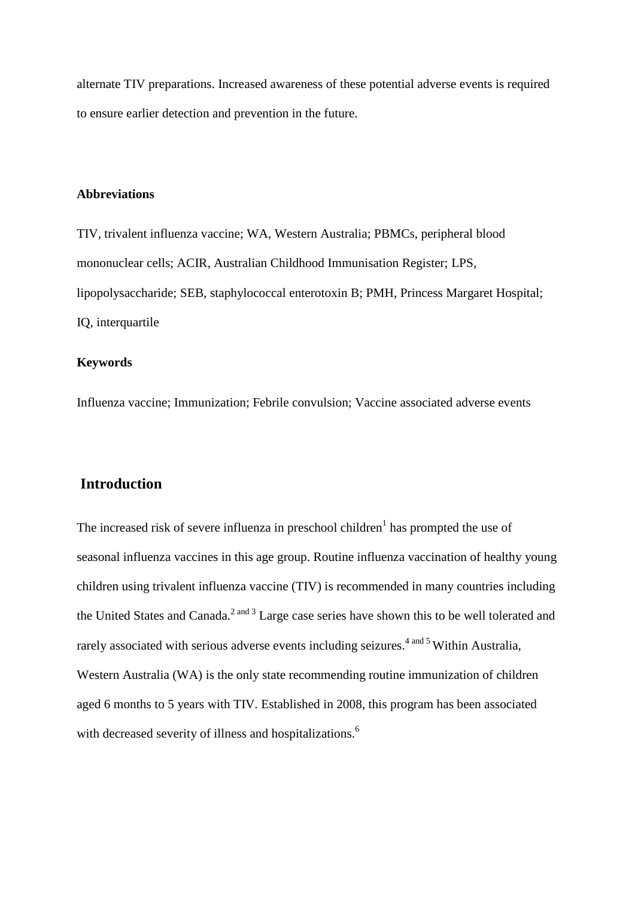alternate TIV preparations. Increased awareness of these potential adverse events is required to ensure earlier detection and prevention in the future.

**Abbreviations**

TIV, trivalent influenza vaccine; WA, Western Australia; PBMCs, peripheral blood mononuclear cells; ACIR, Australian Childhood Immunisation Register; LPS, lipopolysaccharide; SEB, staphylococcal enterotoxin B; PMH, Princess Margaret Hospital; IQ, interquartile

**Keywords**

Influenza vaccine; Immunization; Febrile convulsion; Vaccine associated adverse events

## Introduction

The increased risk of severe influenza in preschool children[1] has prompted the use of seasonal influenza vaccines in this age group. Routine influenza vaccination of healthy young children using trivalent influenza vaccine (TIV) is recommended in many countries including the United States and Canada.[2 and 3] Large case series have shown this to be well tolerated and rarely associated with serious adverse events including seizures.[4 and 5] Within Australia, Western Australia (WA) is the only state recommending routine immunization of children aged 6 months to 5 years with TIV. Established in 2008, this program has been associated with decreased severity of illness and hospitalizations.[6]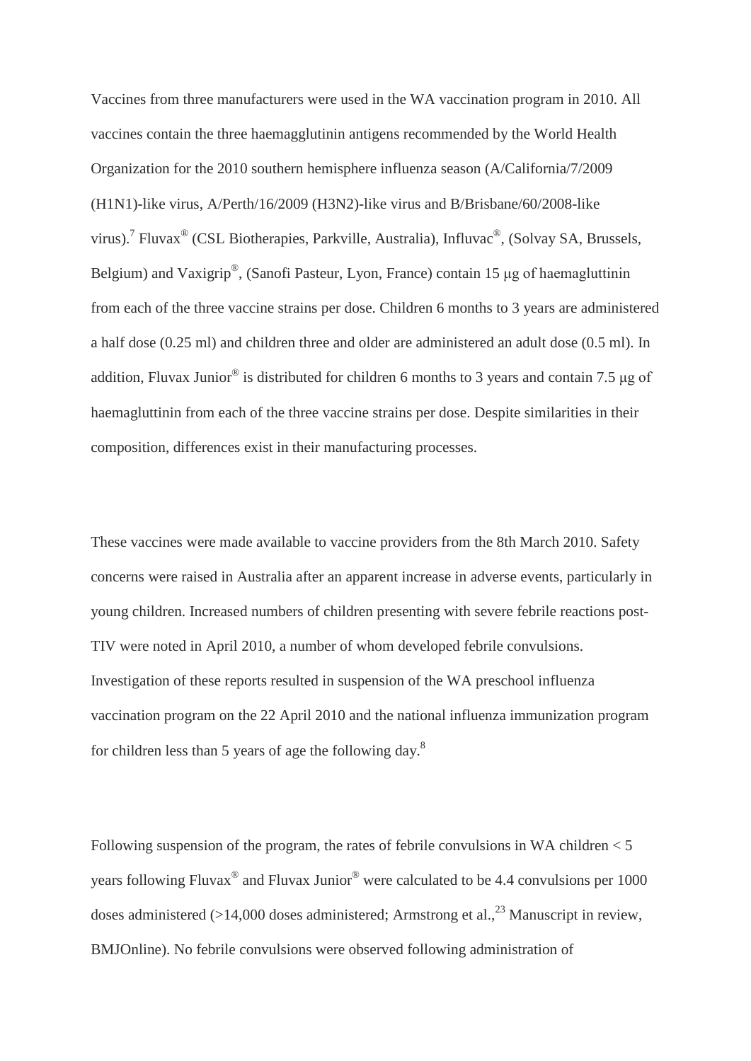Vaccines from three manufacturers were used in the WA vaccination program in 2010. All vaccines contain the three haemagglutinin antigens recommended by the World Health Organization for the 2010 southern hemisphere influenza season (A/California/7/2009 (H1N1)-like virus, A/Perth/16/2009 (H3N2)-like virus and B/Brisbane/60/2008-like virus).[7] Fluvax® (CSL Biotherapies, Parkville, Australia), Influvac®, (Solvay SA, Brussels, Belgium) and Vaxigrip®, (Sanofi Pasteur, Lyon, France) contain 15 μg of haemagluttinin from each of the three vaccine strains per dose. Children 6 months to 3 years are administered a half dose (0.25 ml) and children three and older are administered an adult dose (0.5 ml). In addition, Fluvax Junior® is distributed for children 6 months to 3 years and contain 7.5 μg of haemagluttinin from each of the three vaccine strains per dose. Despite similarities in their composition, differences exist in their manufacturing processes.

These vaccines were made available to vaccine providers from the 8th March 2010. Safety concerns were raised in Australia after an apparent increase in adverse events, particularly in young children. Increased numbers of children presenting with severe febrile reactions post-TIV were noted in April 2010, a number of whom developed febrile convulsions. Investigation of these reports resulted in suspension of the WA preschool influenza vaccination program on the 22 April 2010 and the national influenza immunization program for children less than 5 years of age the following day.[8]

Following suspension of the program, the rates of febrile convulsions in WA children < 5 years following Fluvax® and Fluvax Junior® were calculated to be 4.4 convulsions per 1000 doses administered (>14,000 doses administered; Armstrong et al.,[23] Manuscript in review, BMJOnline). No febrile convulsions were observed following administration of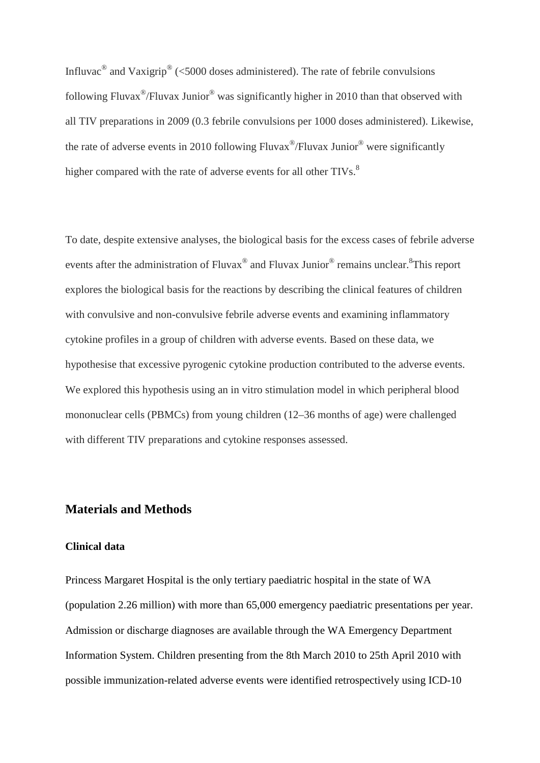Influvac® and Vaxigrip® (<5000 doses administered). The rate of febrile convulsions following Fluvax®/Fluvax Junior® was significantly higher in 2010 than that observed with all TIV preparations in 2009 (0.3 febrile convulsions per 1000 doses administered). Likewise, the rate of adverse events in 2010 following Fluvax®/Fluvax Junior® were significantly higher compared with the rate of adverse events for all other TIVs.[8]

To date, despite extensive analyses, the biological basis for the excess cases of febrile adverse events after the administration of Fluvax® and Fluvax Junior® remains unclear.[8]This report explores the biological basis for the reactions by describing the clinical features of children with convulsive and non-convulsive febrile adverse events and examining inflammatory cytokine profiles in a group of children with adverse events. Based on these data, we hypothesise that excessive pyrogenic cytokine production contributed to the adverse events. We explored this hypothesis using an in vitro stimulation model in which peripheral blood mononuclear cells (PBMCs) from young children (12–36 months of age) were challenged with different TIV preparations and cytokine responses assessed.

## Materials and Methods

### Clinical data

Princess Margaret Hospital is the only tertiary paediatric hospital in the state of WA (population 2.26 million) with more than 65,000 emergency paediatric presentations per year. Admission or discharge diagnoses are available through the WA Emergency Department Information System. Children presenting from the 8th March 2010 to 25th April 2010 with possible immunization-related adverse events were identified retrospectively using ICD-10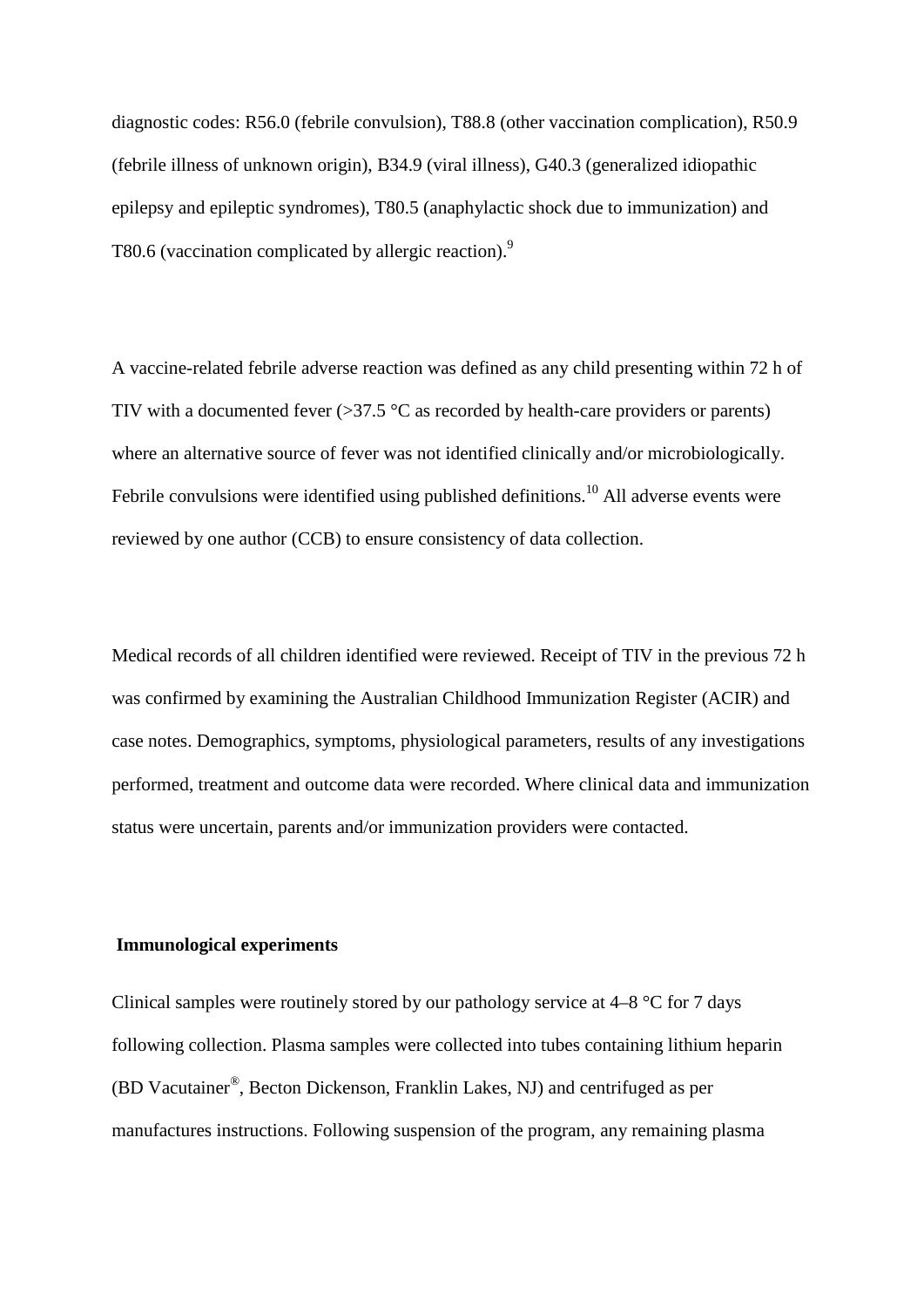diagnostic codes: R56.0 (febrile convulsion), T88.8 (other vaccination complication), R50.9 (febrile illness of unknown origin), B34.9 (viral illness), G40.3 (generalized idiopathic epilepsy and epileptic syndromes), T80.5 (anaphylactic shock due to immunization) and T80.6 (vaccination complicated by allergic reaction).[9]

A vaccine-related febrile adverse reaction was defined as any child presenting within 72 h of TIV with a documented fever (>37.5 °C as recorded by health-care providers or parents) where an alternative source of fever was not identified clinically and/or microbiologically. Febrile convulsions were identified using published definitions.[10] All adverse events were reviewed by one author (CCB) to ensure consistency of data collection.

Medical records of all children identified were reviewed. Receipt of TIV in the previous 72 h was confirmed by examining the Australian Childhood Immunization Register (ACIR) and case notes. Demographics, symptoms, physiological parameters, results of any investigations performed, treatment and outcome data were recorded. Where clinical data and immunization status were uncertain, parents and/or immunization providers were contacted.

**Immunological experiments**

Clinical samples were routinely stored by our pathology service at 4–8 °C for 7 days following collection. Plasma samples were collected into tubes containing lithium heparin (BD Vacutainer®, Becton Dickenson, Franklin Lakes, NJ) and centrifuged as per manufactures instructions. Following suspension of the program, any remaining plasma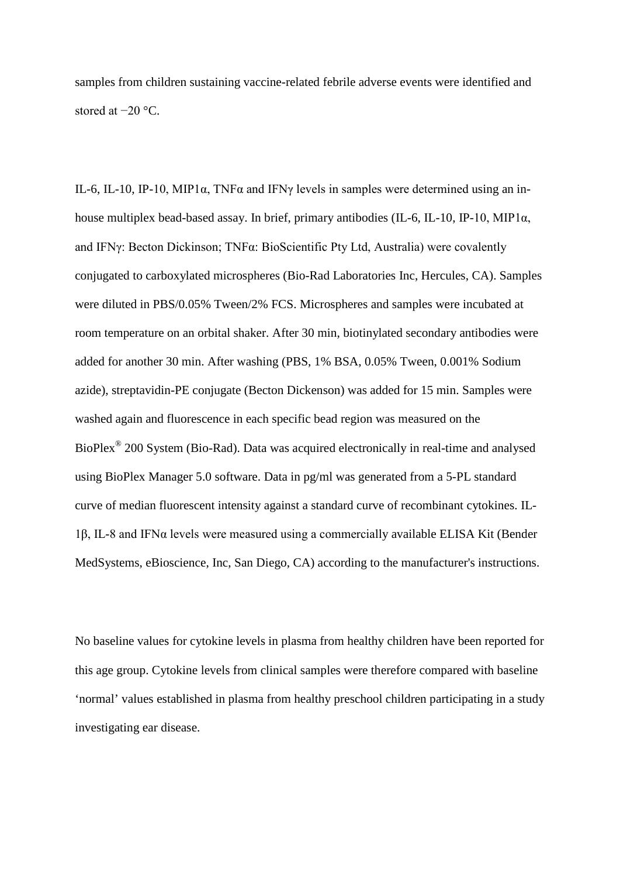samples from children sustaining vaccine-related febrile adverse events were identified and stored at −20 °C.

IL-6, IL-10, IP-10, MIP1α, TNFα and IFNγ levels in samples were determined using an in-house multiplex bead-based assay. In brief, primary antibodies (IL-6, IL-10, IP-10, MIP1α, and IFNγ: Becton Dickinson; TNFα: BioScientific Pty Ltd, Australia) were covalently conjugated to carboxylated microspheres (Bio-Rad Laboratories Inc, Hercules, CA). Samples were diluted in PBS/0.05% Tween/2% FCS. Microspheres and samples were incubated at room temperature on an orbital shaker. After 30 min, biotinylated secondary antibodies were added for another 30 min. After washing (PBS, 1% BSA, 0.05% Tween, 0.001% Sodium azide), streptavidin-PE conjugate (Becton Dickenson) was added for 15 min. Samples were washed again and fluorescence in each specific bead region was measured on the BioPlex® 200 System (Bio-Rad). Data was acquired electronically in real-time and analysed using BioPlex Manager 5.0 software. Data in pg/ml was generated from a 5-PL standard curve of median fluorescent intensity against a standard curve of recombinant cytokines. IL-1β, IL-8 and IFNα levels were measured using a commercially available ELISA Kit (Bender MedSystems, eBioscience, Inc, San Diego, CA) according to the manufacturer's instructions.

No baseline values for cytokine levels in plasma from healthy children have been reported for this age group. Cytokine levels from clinical samples were therefore compared with baseline 'normal' values established in plasma from healthy preschool children participating in a study investigating ear disease.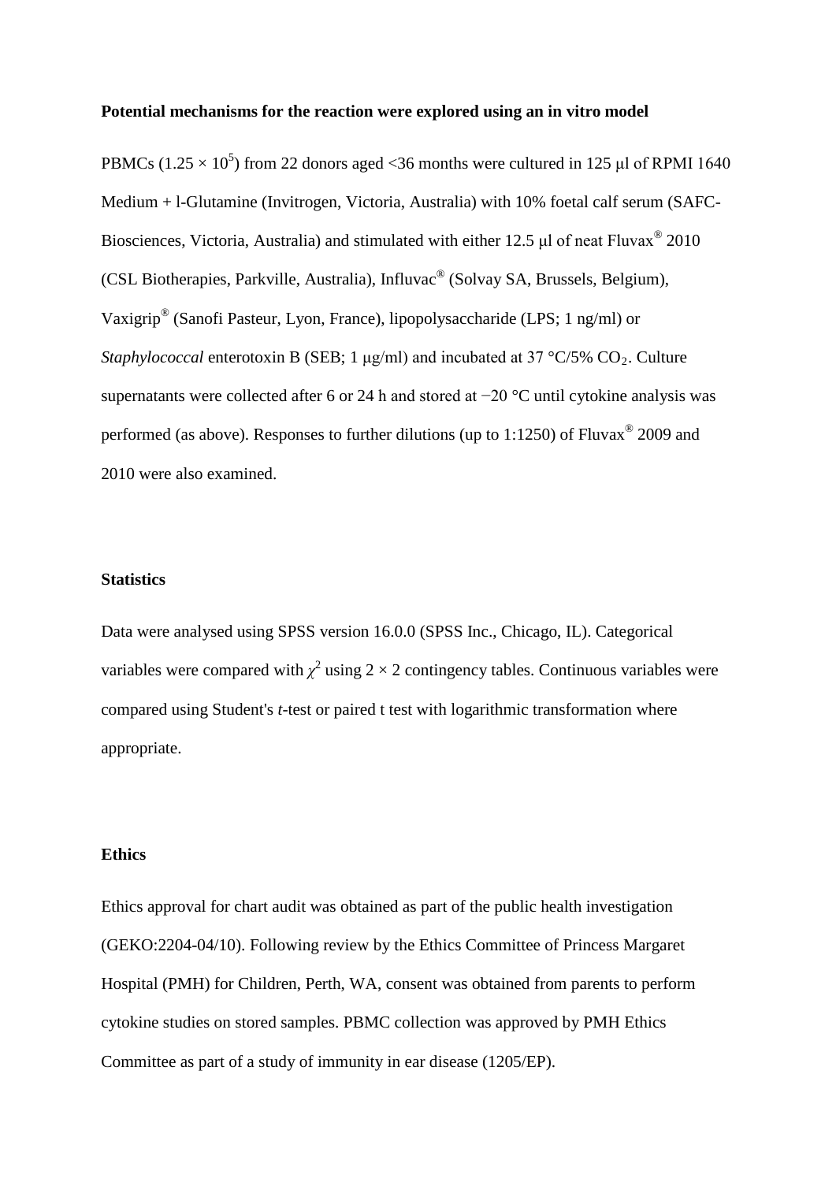**Potential mechanisms for the reaction were explored using an in vitro model**

PBMCs ($1.25 \times 10^5$) from 22 donors aged <36 months were cultured in 125 μl of RPMI 1640 Medium + l-Glutamine (Invitrogen, Victoria, Australia) with 10% foetal calf serum (SAFC-Biosciences, Victoria, Australia) and stimulated with either 12.5 μl of neat Fluvax® 2010 (CSL Biotherapies, Parkville, Australia), Influvac® (Solvay SA, Brussels, Belgium), Vaxigrip® (Sanofi Pasteur, Lyon, France), lipopolysaccharide (LPS; 1 ng/ml) or *Staphylococcal* enterotoxin B (SEB; 1 μg/ml) and incubated at 37 °C/5% $CO_2$. Culture supernatants were collected after 6 or 24 h and stored at −20 °C until cytokine analysis was performed (as above). Responses to further dilutions (up to 1:1250) of Fluvax® 2009 and 2010 were also examined.

**Statistics**

Data were analysed using SPSS version 16.0.0 (SPSS Inc., Chicago, IL). Categorical variables were compared with $\chi^2$ using 2 × 2 contingency tables. Continuous variables were compared using Student's *t*-test or paired t test with logarithmic transformation where appropriate.

**Ethics**

Ethics approval for chart audit was obtained as part of the public health investigation (GEKO:2204-04/10). Following review by the Ethics Committee of Princess Margaret Hospital (PMH) for Children, Perth, WA, consent was obtained from parents to perform cytokine studies on stored samples. PBMC collection was approved by PMH Ethics Committee as part of a study of immunity in ear disease (1205/EP).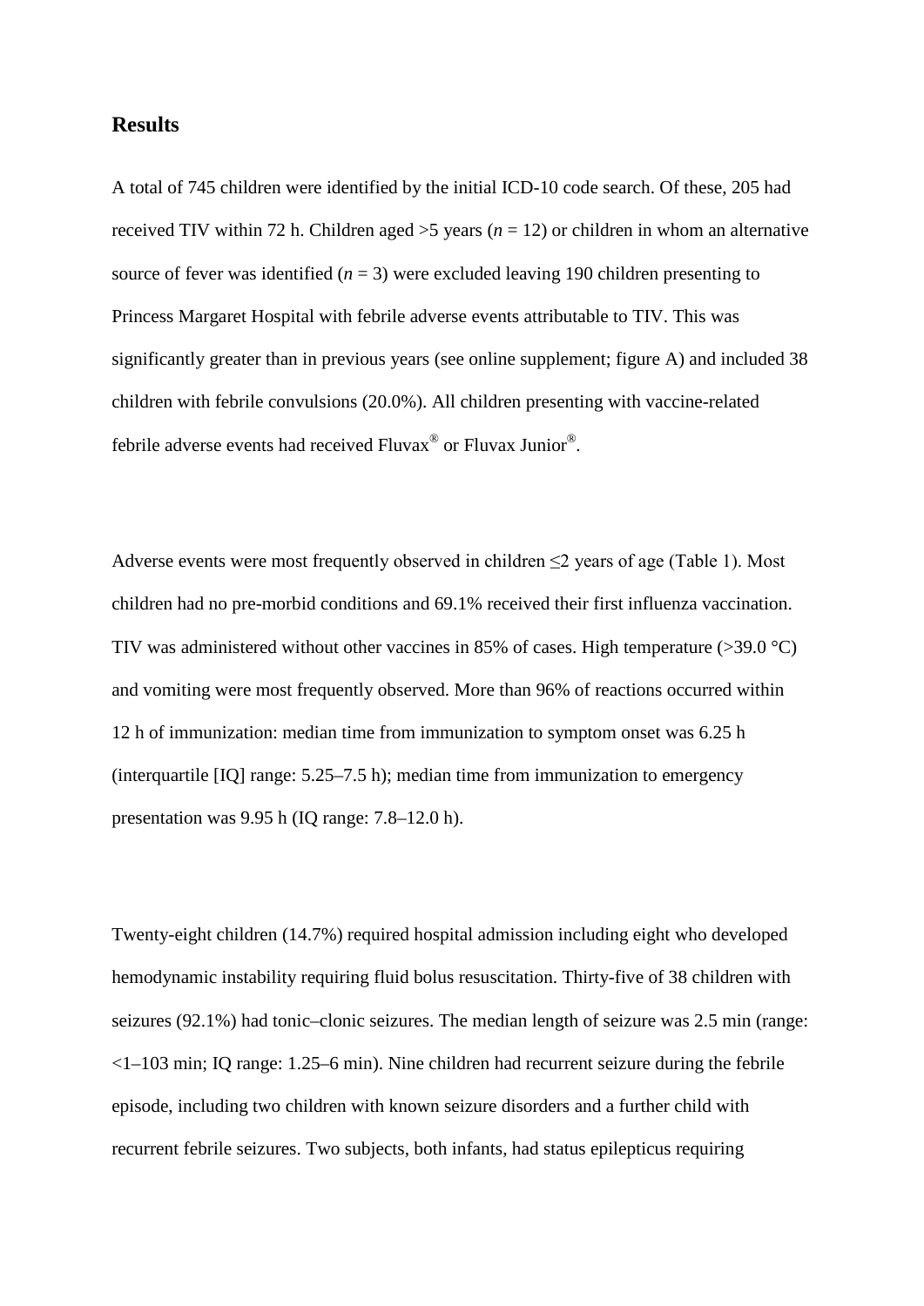## Results

A total of 745 children were identified by the initial ICD-10 code search. Of these, 205 had received TIV within 72 h. Children aged >5 years (*n* = 12) or children in whom an alternative source of fever was identified (*n* = 3) were excluded leaving 190 children presenting to Princess Margaret Hospital with febrile adverse events attributable to TIV. This was significantly greater than in previous years (see online supplement; figure A) and included 38 children with febrile convulsions (20.0%). All children presenting with vaccine-related febrile adverse events had received Fluvax® or Fluvax Junior®.

Adverse events were most frequently observed in children ≤2 years of age (Table 1). Most children had no pre-morbid conditions and 69.1% received their first influenza vaccination. TIV was administered without other vaccines in 85% of cases. High temperature (>39.0 °C) and vomiting were most frequently observed. More than 96% of reactions occurred within 12 h of immunization: median time from immunization to symptom onset was 6.25 h (interquartile [IQ] range: 5.25–7.5 h); median time from immunization to emergency presentation was 9.95 h (IQ range: 7.8–12.0 h).

Twenty-eight children (14.7%) required hospital admission including eight who developed hemodynamic instability requiring fluid bolus resuscitation. Thirty-five of 38 children with seizures (92.1%) had tonic–clonic seizures. The median length of seizure was 2.5 min (range: <1–103 min; IQ range: 1.25–6 min). Nine children had recurrent seizure during the febrile episode, including two children with known seizure disorders and a further child with recurrent febrile seizures. Two subjects, both infants, had status epilepticus requiring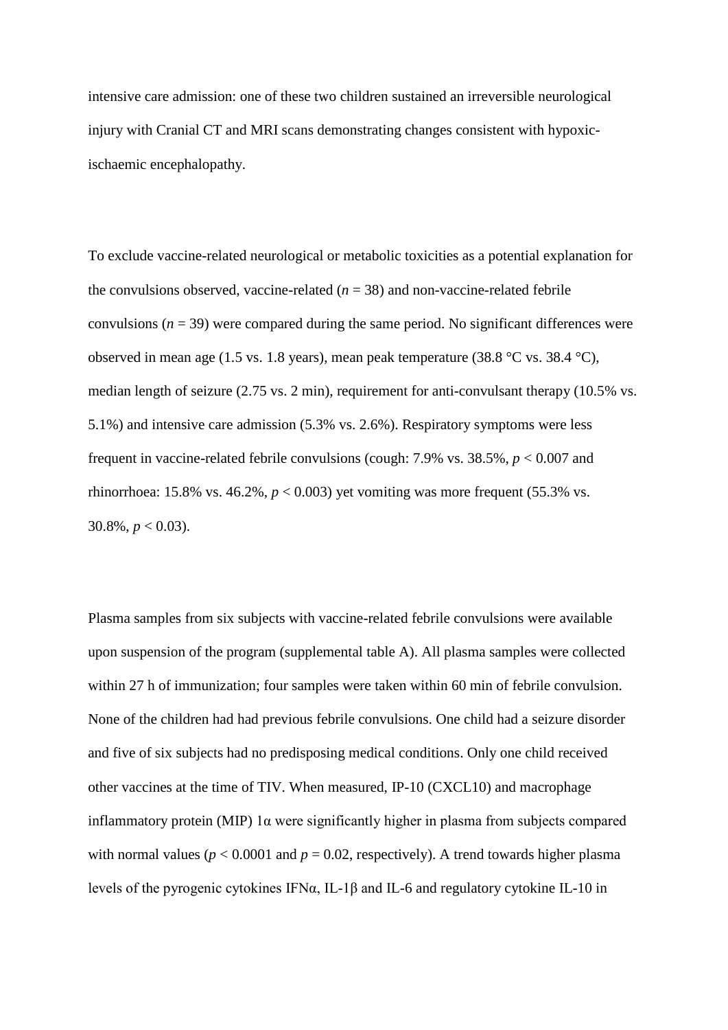intensive care admission: one of these two children sustained an irreversible neurological injury with Cranial CT and MRI scans demonstrating changes consistent with hypoxic-ischaemic encephalopathy.

To exclude vaccine-related neurological or metabolic toxicities as a potential explanation for the convulsions observed, vaccine-related ($n$ = 38) and non-vaccine-related febrile convulsions ($n$ = 39) were compared during the same period. No significant differences were observed in mean age (1.5 vs. 1.8 years), mean peak temperature (38.8 °C vs. 38.4 °C), median length of seizure (2.75 vs. 2 min), requirement for anti-convulsant therapy (10.5% vs. 5.1%) and intensive care admission (5.3% vs. 2.6%). Respiratory symptoms were less frequent in vaccine-related febrile convulsions (cough: 7.9% vs. 38.5%, $p < 0.007$ and rhinorrhoea: 15.8% vs. 46.2%, $p < 0.003$) yet vomiting was more frequent (55.3% vs. 30.8%, $p < 0.03$).

Plasma samples from six subjects with vaccine-related febrile convulsions were available upon suspension of the program (supplemental table A). All plasma samples were collected within 27 h of immunization; four samples were taken within 60 min of febrile convulsion. None of the children had had previous febrile convulsions. One child had a seizure disorder and five of six subjects had no predisposing medical conditions. Only one child received other vaccines at the time of TIV. When measured, IP-10 (CXCL10) and macrophage inflammatory protein (MIP) 1α were significantly higher in plasma from subjects compared with normal values ($p < 0.0001$ and $p = 0.02$, respectively). A trend towards higher plasma levels of the pyrogenic cytokines IFNα, IL-1β and IL-6 and regulatory cytokine IL-10 in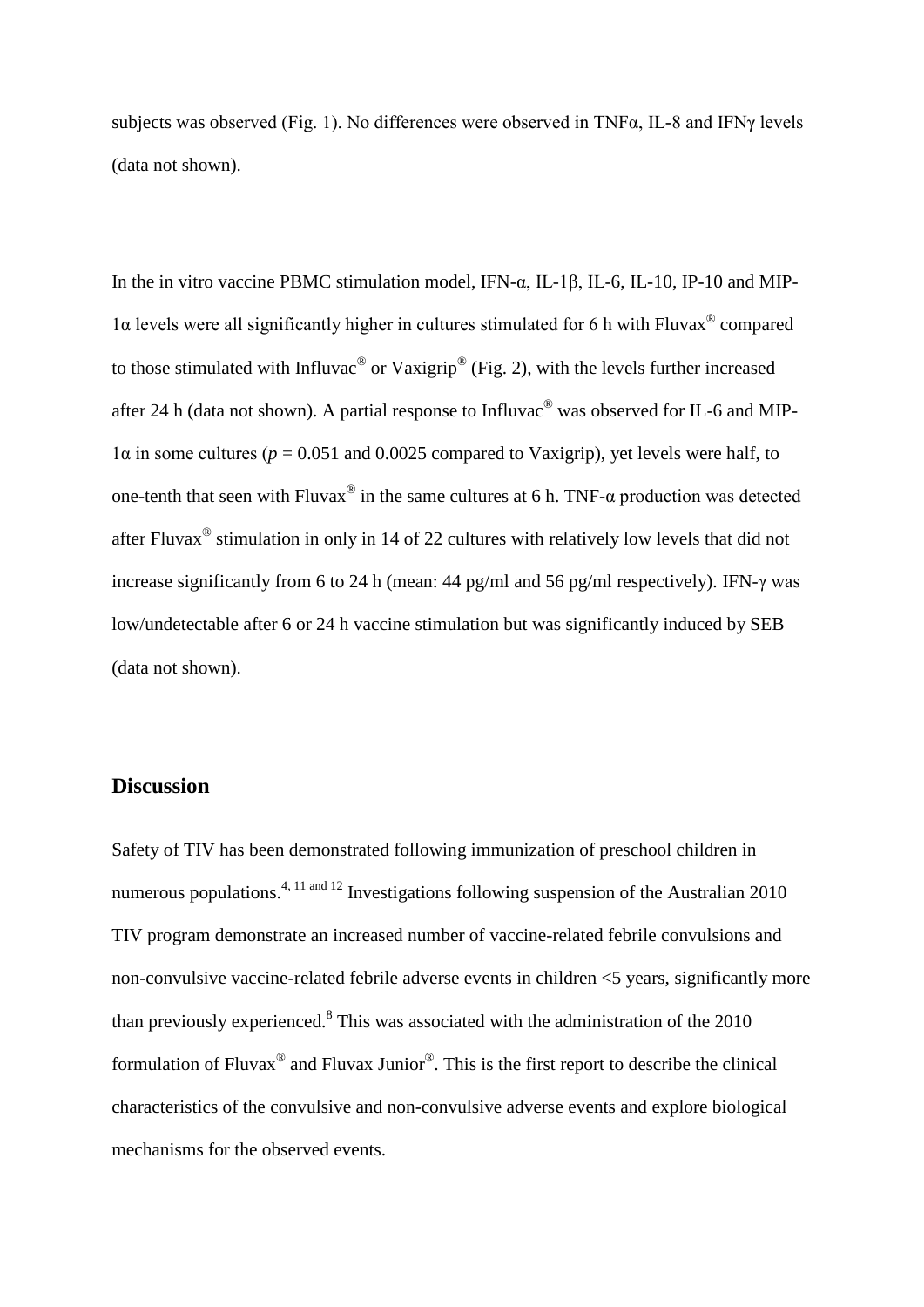subjects was observed (Fig. 1). No differences were observed in TNFα, IL-8 and IFNγ levels (data not shown).

In the in vitro vaccine PBMC stimulation model, IFN-α, IL-1β, IL-6, IL-10, IP-10 and MIP-1α levels were all significantly higher in cultures stimulated for 6 h with Fluvax® compared to those stimulated with Influvac® or Vaxigrip® (Fig. 2), with the levels further increased after 24 h (data not shown). A partial response to Influvac® was observed for IL-6 and MIP-1α in some cultures ($p = 0.051$ and $0.0025$ compared to Vaxigrip), yet levels were half, to one-tenth that seen with Fluvax® in the same cultures at 6 h. TNF-α production was detected after Fluvax® stimulation in only in 14 of 22 cultures with relatively low levels that did not increase significantly from 6 to 24 h (mean: 44 pg/ml and 56 pg/ml respectively). IFN-γ was low/undetectable after 6 or 24 h vaccine stimulation but was significantly induced by SEB (data not shown).

## Discussion

Safety of TIV has been demonstrated following immunization of preschool children in numerous populations.[4, 11 and 12] Investigations following suspension of the Australian 2010 TIV program demonstrate an increased number of vaccine-related febrile convulsions and non-convulsive vaccine-related febrile adverse events in children <5 years, significantly more than previously experienced.[8] This was associated with the administration of the 2010 formulation of Fluvax® and Fluvax Junior®. This is the first report to describe the clinical characteristics of the convulsive and non-convulsive adverse events and explore biological mechanisms for the observed events.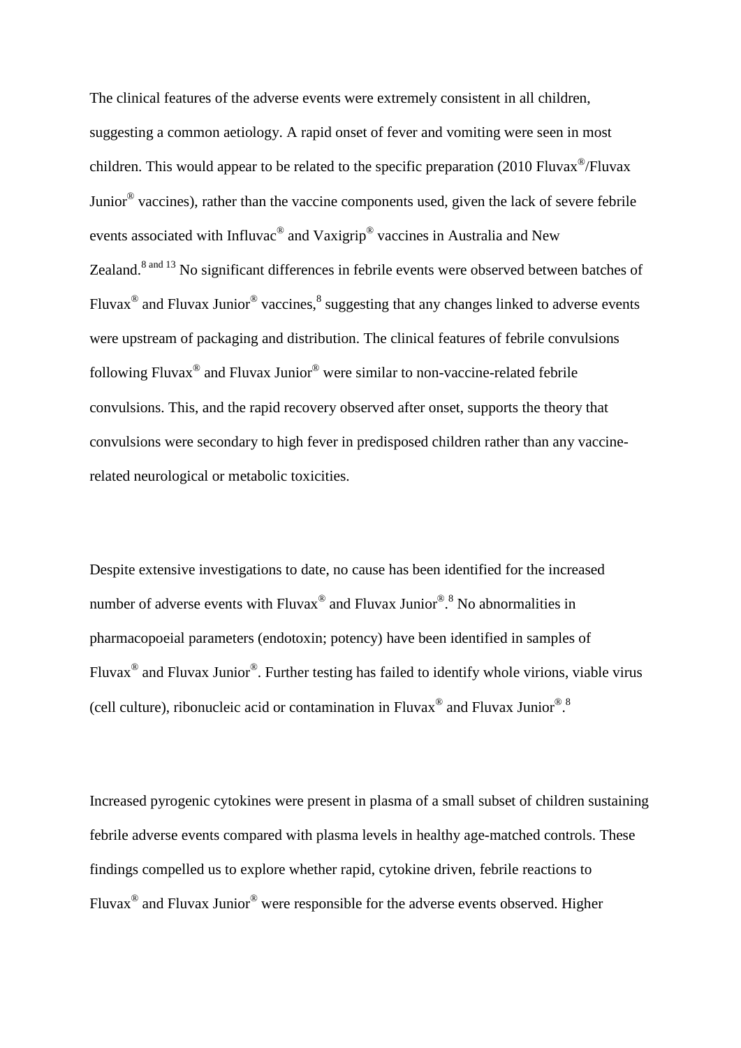The clinical features of the adverse events were extremely consistent in all children, suggesting a common aetiology. A rapid onset of fever and vomiting were seen in most children. This would appear to be related to the specific preparation (2010 Fluvax®/Fluvax Junior® vaccines), rather than the vaccine components used, given the lack of severe febrile events associated with Influvac® and Vaxigrip® vaccines in Australia and New Zealand.[8 and 13] No significant differences in febrile events were observed between batches of Fluvax® and Fluvax Junior® vaccines,[8] suggesting that any changes linked to adverse events were upstream of packaging and distribution. The clinical features of febrile convulsions following Fluvax® and Fluvax Junior® were similar to non-vaccine-related febrile convulsions. This, and the rapid recovery observed after onset, supports the theory that convulsions were secondary to high fever in predisposed children rather than any vaccine-related neurological or metabolic toxicities.

Despite extensive investigations to date, no cause has been identified for the increased number of adverse events with Fluvax® and Fluvax Junior®.[8] No abnormalities in pharmacopoeial parameters (endotoxin; potency) have been identified in samples of Fluvax® and Fluvax Junior®. Further testing has failed to identify whole virions, viable virus (cell culture), ribonucleic acid or contamination in Fluvax® and Fluvax Junior®.[8]

Increased pyrogenic cytokines were present in plasma of a small subset of children sustaining febrile adverse events compared with plasma levels in healthy age-matched controls. These findings compelled us to explore whether rapid, cytokine driven, febrile reactions to Fluvax® and Fluvax Junior® were responsible for the adverse events observed. Higher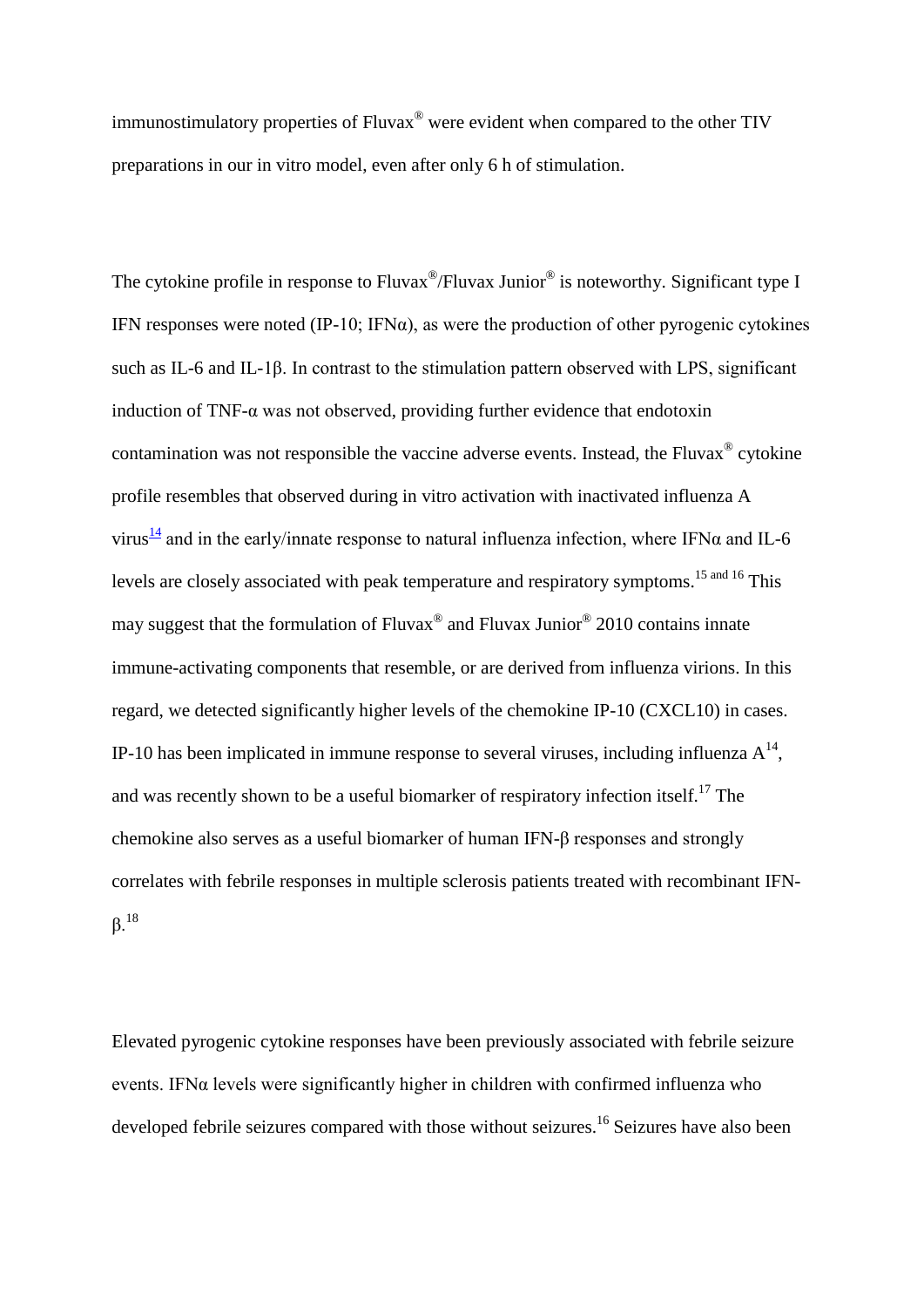immunostimulatory properties of Fluvax® were evident when compared to the other TIV preparations in our in vitro model, even after only 6 h of stimulation.

The cytokine profile in response to Fluvax®/Fluvax Junior® is noteworthy. Significant type I IFN responses were noted (IP-10; IFNα), as were the production of other pyrogenic cytokines such as IL-6 and IL-1β. In contrast to the stimulation pattern observed with LPS, significant induction of TNF-α was not observed, providing further evidence that endotoxin contamination was not responsible the vaccine adverse events. Instead, the Fluvax® cytokine profile resembles that observed during in vitro activation with inactivated influenza A virus[14] and in the early/innate response to natural influenza infection, where IFNα and IL-6 levels are closely associated with peak temperature and respiratory symptoms.[15 and 16] This may suggest that the formulation of Fluvax® and Fluvax Junior® 2010 contains innate immune-activating components that resemble, or are derived from influenza virions. In this regard, we detected significantly higher levels of the chemokine IP-10 (CXCL10) in cases. IP-10 has been implicated in immune response to several viruses, including influenza A[14], and was recently shown to be a useful biomarker of respiratory infection itself.[17] The chemokine also serves as a useful biomarker of human IFN-β responses and strongly correlates with febrile responses in multiple sclerosis patients treated with recombinant IFN-β.[18]

Elevated pyrogenic cytokine responses have been previously associated with febrile seizure events. IFNα levels were significantly higher in children with confirmed influenza who developed febrile seizures compared with those without seizures.[16] Seizures have also been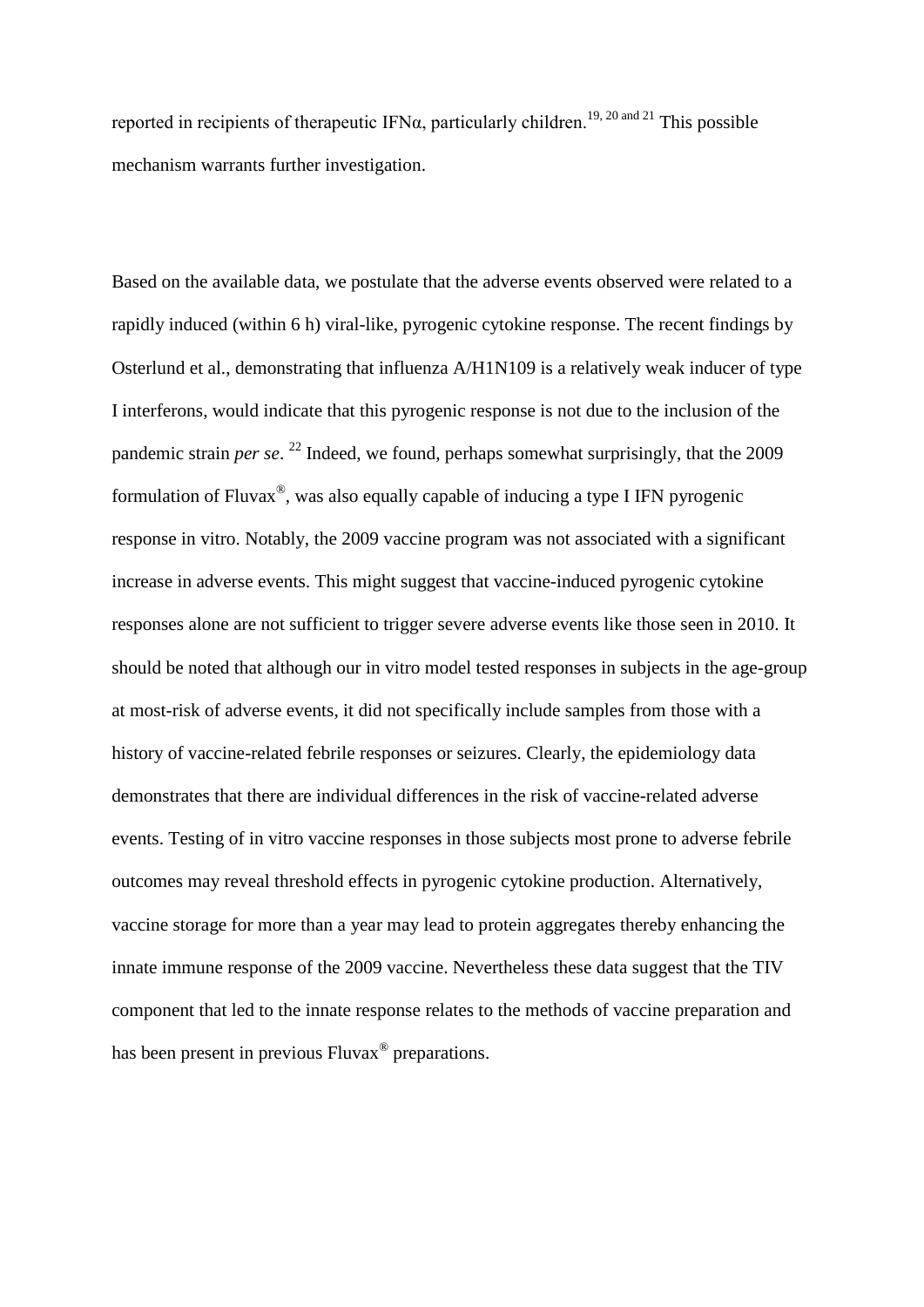reported in recipients of therapeutic IFNα, particularly children.[19, 20 and 21] This possible mechanism warrants further investigation.

Based on the available data, we postulate that the adverse events observed were related to a rapidly induced (within 6 h) viral-like, pyrogenic cytokine response. The recent findings by Osterlund et al., demonstrating that influenza A/H1N109 is a relatively weak inducer of type I interferons, would indicate that this pyrogenic response is not due to the inclusion of the pandemic strain *per se*. [22] Indeed, we found, perhaps somewhat surprisingly, that the 2009 formulation of Fluvax®, was also equally capable of inducing a type I IFN pyrogenic response in vitro. Notably, the 2009 vaccine program was not associated with a significant increase in adverse events. This might suggest that vaccine-induced pyrogenic cytokine responses alone are not sufficient to trigger severe adverse events like those seen in 2010. It should be noted that although our in vitro model tested responses in subjects in the age-group at most-risk of adverse events, it did not specifically include samples from those with a history of vaccine-related febrile responses or seizures. Clearly, the epidemiology data demonstrates that there are individual differences in the risk of vaccine-related adverse events. Testing of in vitro vaccine responses in those subjects most prone to adverse febrile outcomes may reveal threshold effects in pyrogenic cytokine production. Alternatively, vaccine storage for more than a year may lead to protein aggregates thereby enhancing the innate immune response of the 2009 vaccine. Nevertheless these data suggest that the TIV component that led to the innate response relates to the methods of vaccine preparation and has been present in previous Fluvax® preparations.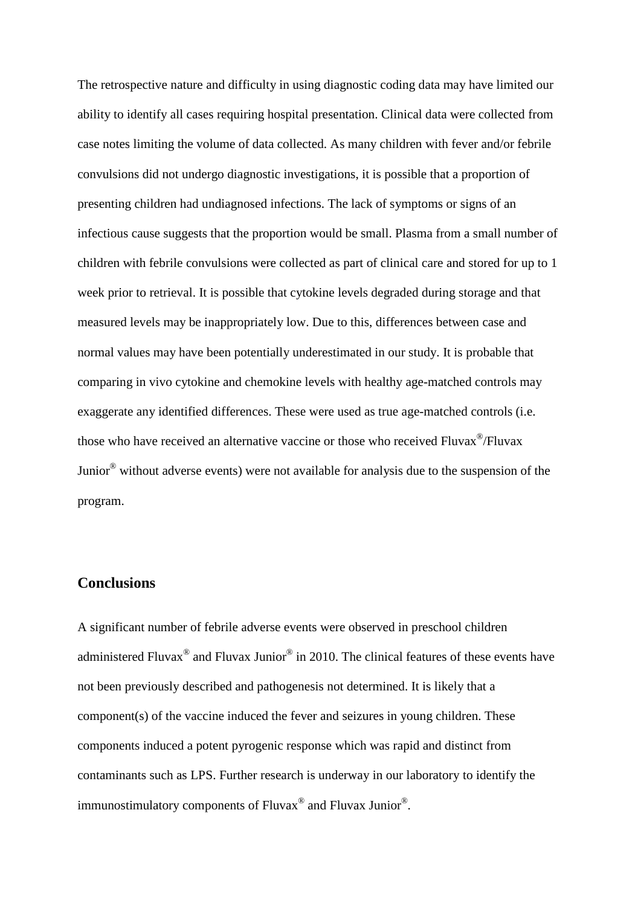The retrospective nature and difficulty in using diagnostic coding data may have limited our ability to identify all cases requiring hospital presentation. Clinical data were collected from case notes limiting the volume of data collected. As many children with fever and/or febrile convulsions did not undergo diagnostic investigations, it is possible that a proportion of presenting children had undiagnosed infections. The lack of symptoms or signs of an infectious cause suggests that the proportion would be small. Plasma from a small number of children with febrile convulsions were collected as part of clinical care and stored for up to 1 week prior to retrieval. It is possible that cytokine levels degraded during storage and that measured levels may be inappropriately low. Due to this, differences between case and normal values may have been potentially underestimated in our study. It is probable that comparing in vivo cytokine and chemokine levels with healthy age-matched controls may exaggerate any identified differences. These were used as true age-matched controls (i.e. those who have received an alternative vaccine or those who received Fluvax®/Fluvax Junior® without adverse events) were not available for analysis due to the suspension of the program.

## Conclusions

A significant number of febrile adverse events were observed in preschool children administered Fluvax® and Fluvax Junior® in 2010. The clinical features of these events have not been previously described and pathogenesis not determined. It is likely that a component(s) of the vaccine induced the fever and seizures in young children. These components induced a potent pyrogenic response which was rapid and distinct from contaminants such as LPS. Further research is underway in our laboratory to identify the immunostimulatory components of Fluvax® and Fluvax Junior®.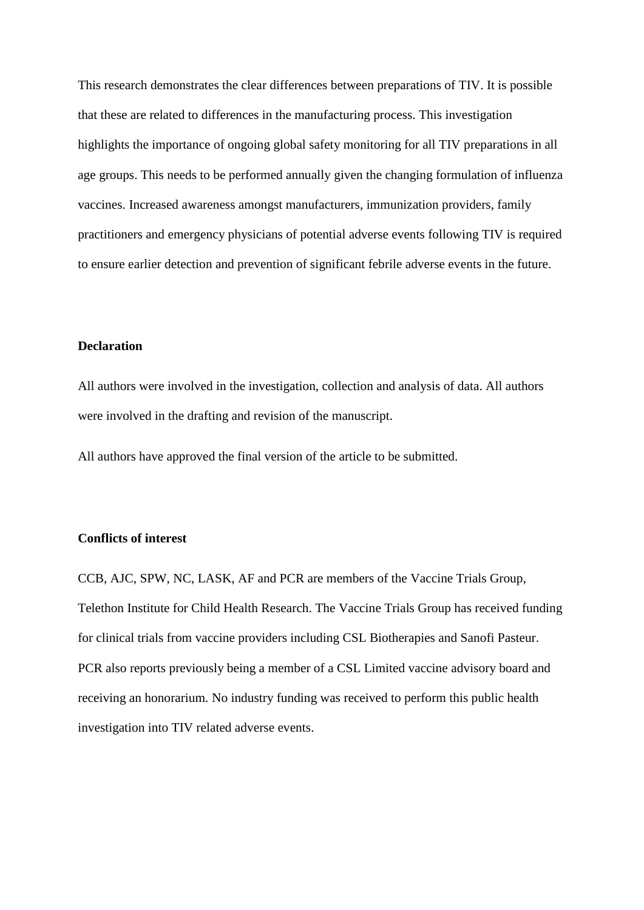This research demonstrates the clear differences between preparations of TIV. It is possible that these are related to differences in the manufacturing process. This investigation highlights the importance of ongoing global safety monitoring for all TIV preparations in all age groups. This needs to be performed annually given the changing formulation of influenza vaccines. Increased awareness amongst manufacturers, immunization providers, family practitioners and emergency physicians of potential adverse events following TIV is required to ensure earlier detection and prevention of significant febrile adverse events in the future.

**Declaration**

All authors were involved in the investigation, collection and analysis of data. All authors were involved in the drafting and revision of the manuscript.

All authors have approved the final version of the article to be submitted.

**Conflicts of interest**

CCB, AJC, SPW, NC, LASK, AF and PCR are members of the Vaccine Trials Group, Telethon Institute for Child Health Research. The Vaccine Trials Group has received funding for clinical trials from vaccine providers including CSL Biotherapies and Sanofi Pasteur. PCR also reports previously being a member of a CSL Limited vaccine advisory board and receiving an honorarium. No industry funding was received to perform this public health investigation into TIV related adverse events.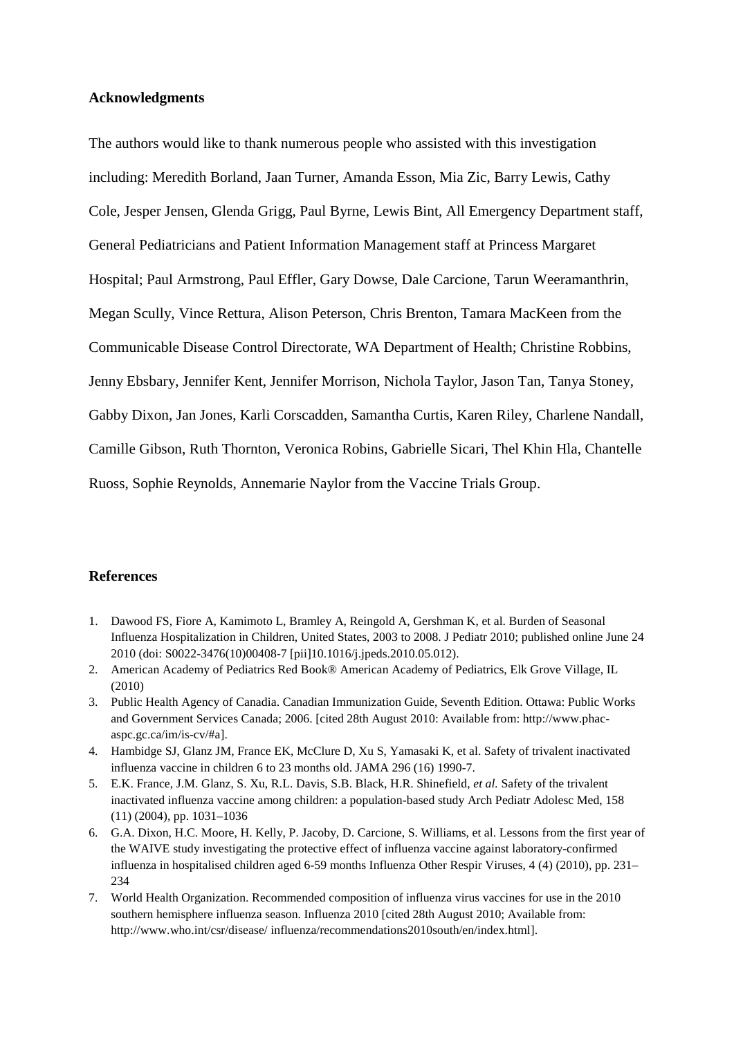## Acknowledgments

The authors would like to thank numerous people who assisted with this investigation including: Meredith Borland, Jaan Turner, Amanda Esson, Mia Zic, Barry Lewis, Cathy Cole, Jesper Jensen, Glenda Grigg, Paul Byrne, Lewis Bint, All Emergency Department staff, General Pediatricians and Patient Information Management staff at Princess Margaret Hospital; Paul Armstrong, Paul Effler, Gary Dowse, Dale Carcione, Tarun Weeramanthrin, Megan Scully, Vince Rettura, Alison Peterson, Chris Brenton, Tamara MacKeen from the Communicable Disease Control Directorate, WA Department of Health; Christine Robbins, Jenny Ebsbary, Jennifer Kent, Jennifer Morrison, Nichola Taylor, Jason Tan, Tanya Stoney, Gabby Dixon, Jan Jones, Karli Corscadden, Samantha Curtis, Karen Riley, Charlene Nandall, Camille Gibson, Ruth Thornton, Veronica Robins, Gabrielle Sicari, Thel Khin Hla, Chantelle Ruoss, Sophie Reynolds, Annemarie Naylor from the Vaccine Trials Group.

## References

1. Dawood FS, Fiore A, Kamimoto L, Bramley A, Reingold A, Gershman K, et al. Burden of Seasonal Influenza Hospitalization in Children, United States, 2003 to 2008. J Pediatr 2010; published online June 24 2010 (doi: S0022-3476(10)00408-7 [pii]10.1016/j.jpeds.2010.05.012).
2. American Academy of Pediatrics Red Book® American Academy of Pediatrics, Elk Grove Village, IL (2010)
3. Public Health Agency of Canada. Canadian Immunization Guide, Seventh Edition. Ottawa: Public Works and Government Services Canada; 2006. [cited 28th August 2010: Available from: http://www.phac-aspc.gc.ca/im/is-cv/#a].
4. Hambidge SJ, Glanz JM, France EK, McClure D, Xu S, Yamasaki K, et al. Safety of trivalent inactivated influenza vaccine in children 6 to 23 months old. JAMA 296 (16) 1990-7.
5. E.K. France, J.M. Glanz, S. Xu, R.L. Davis, S.B. Black, H.R. Shinefield, *et al.* Safety of the trivalent inactivated influenza vaccine among children: a population-based study Arch Pediatr Adolesc Med, 158 (11) (2004), pp. 1031–1036
6. G.A. Dixon, H.C. Moore, H. Kelly, P. Jacoby, D. Carcione, S. Williams, et al. Lessons from the first year of the WAIVE study investigating the protective effect of influenza vaccine against laboratory-confirmed influenza in hospitalised children aged 6-59 months Influenza Other Respir Viruses, 4 (4) (2010), pp. 231–234
7. World Health Organization. Recommended composition of influenza virus vaccines for use in the 2010 southern hemisphere influenza season. Influenza 2010 [cited 28th August 2010; Available from: http://www.who.int/csr/disease/ influenza/recommendations2010south/en/index.html].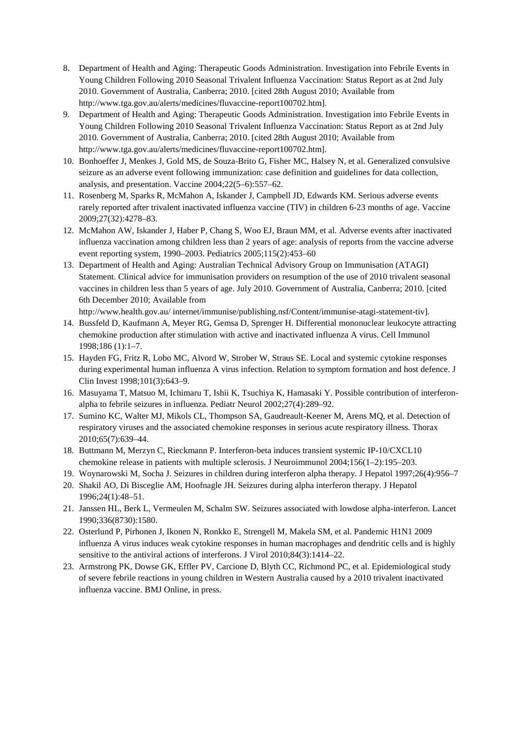8. Department of Health and Aging: Therapeutic Goods Administration. Investigation into Febrile Events in Young Children Following 2010 Seasonal Trivalent Influenza Vaccination: Status Report as at 2nd July 2010. Government of Australia, Canberra; 2010. [cited 28th August 2010; Available from http://www.tga.gov.au/alerts/medicines/fluvaccine-report100702.htm].
9. Department of Health and Aging: Therapeutic Goods Administration. Investigation into Febrile Events in Young Children Following 2010 Seasonal Trivalent Influenza Vaccination: Status Report as at 2nd July 2010. Government of Australia, Canberra; 2010. [cited 28th August 2010; Available from http://www.tga.gov.au/alerts/medicines/fluvaccine-report100702.htm].
10. Bonhoeffer J, Menkes J, Gold MS, de Souza-Brito G, Fisher MC, Halsey N, et al. Generalized convulsive seizure as an adverse event following immunization: case definition and guidelines for data collection, analysis, and presentation. Vaccine 2004;22(5–6):557–62.
11. Rosenberg M, Sparks R, McMahon A, Iskander J, Campbell JD, Edwards KM. Serious adverse events rarely reported after trivalent inactivated influenza vaccine (TIV) in children 6-23 months of age. Vaccine 2009;27(32):4278–83.
12. McMahon AW, Iskander J, Haber P, Chang S, Woo EJ, Braun MM, et al. Adverse events after inactivated influenza vaccination among children less than 2 years of age: analysis of reports from the vaccine adverse event reporting system, 1990–2003. Pediatrics 2005;115(2):453–60
13. Department of Health and Aging: Australian Technical Advisory Group on Immunisation (ATAGI) Statement. Clinical advice for immunisation providers on resumption of the use of 2010 trivalent seasonal vaccines in children less than 5 years of age. July 2010. Government of Australia, Canberra; 2010. [cited 6th December 2010; Available from http://www.health.gov.au/ internet/immunise/publishing.nsf/Content/immunise-atagi-statement-tiv].
14. Bussfeld D, Kaufmann A, Meyer RG, Gemsa D, Sprenger H. Differential mononuclear leukocyte attracting chemokine production after stimulation with active and inactivated influenza A virus. Cell Immunol 1998;186 (1):1–7.
15. Hayden FG, Fritz R, Lobo MC, Alvord W, Strober W, Straus SE. Local and systemic cytokine responses during experimental human influenza A virus infection. Relation to symptom formation and host defence. J Clin Invest 1998;101(3):643–9.
16. Masuyama T, Matsuo M, Ichimaru T, Ishii K, Tsuchiya K, Hamasaki Y. Possible contribution of interferon-alpha to febrile seizures in influenza. Pediatr Neurol 2002;27(4):289–92.
17. Sumino KC, Walter MJ, Mikols CL, Thompson SA, Gaudreault-Keener M, Arens MQ, et al. Detection of respiratory viruses and the associated chemokine responses in serious acute respiratory illness. Thorax 2010;65(7):639–44.
18. Buttmann M, Merzyn C, Rieckmann P. Interferon-beta induces transient systemic IP-10/CXCL10 chemokine release in patients with multiple sclerosis. J Neuroimmunol 2004;156(1–2):195–203.
19. Woynarowski M, Socha J. Seizures in children during interferon alpha therapy. J Hepatol 1997;26(4):956–7
20. Shakil AO, Di Bisceglie AM, Hoofnagle JH. Seizures during alpha interferon therapy. J Hepatol 1996;24(1):48–51.
21. Janssen HL, Berk L, Vermeulen M, Schalm SW. Seizures associated with lowdose alpha-interferon. Lancet 1990;336(8730):1580.
22. Osterlund P, Pirhonen J, Ikonen N, Ronkko E, Strengell M, Makela SM, et al. Pandemic H1N1 2009 influenza A virus induces weak cytokine responses in human macrophages and dendritic cells and is highly sensitive to the antiviral actions of interferons. J Virol 2010;84(3):1414–22.
23. Armstrong PK, Dowse GK, Effler PV, Carcione D, Blyth CC, Richmond PC, et al. Epidemiological study of severe febrile reactions in young children in Western Australia caused by a 2010 trivalent inactivated influenza vaccine. BMJ Online, in press.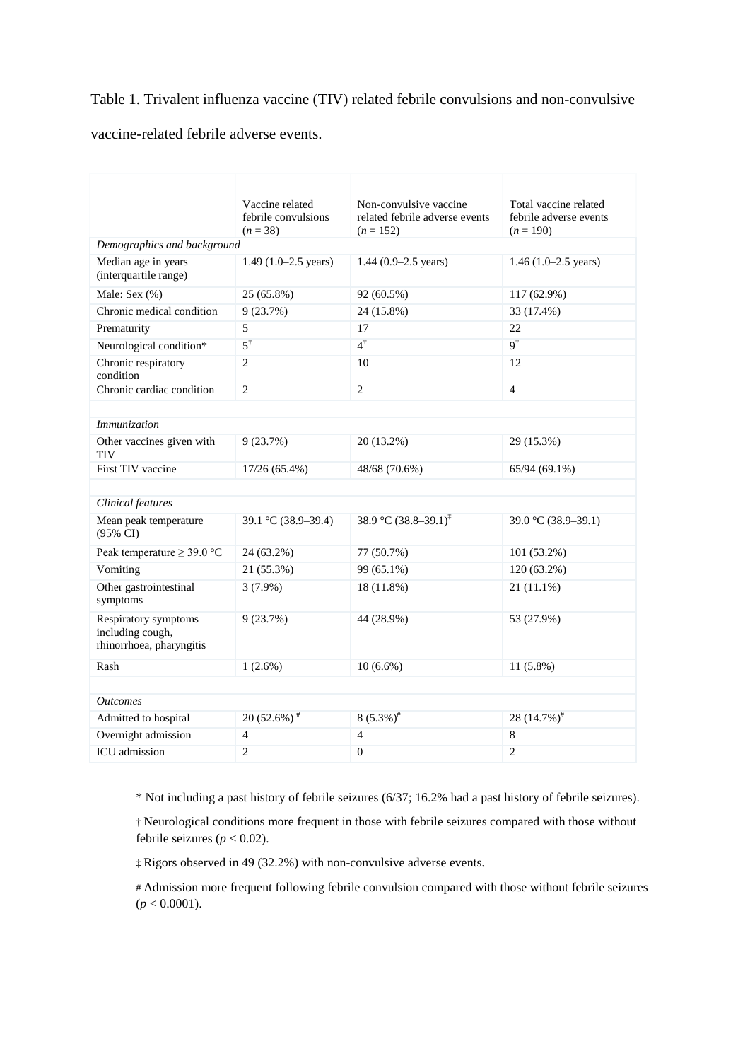Table 1. Trivalent influenza vaccine (TIV) related febrile convulsions and non-convulsive vaccine-related febrile adverse events.

| | Vaccine related febrile convulsions ($n = 38$) | Non-convulsive vaccine related febrile adverse events ($n = 152$) | Total vaccine related febrile adverse events ($n = 190$) |
|---|---|---|---|
| *Demographics and background* | | | |
| Median age in years (interquartile range) | 1.49 (1.0–2.5 years) | 1.44 (0.9–2.5 years) | 1.46 (1.0–2.5 years) |
| Male: Sex (%) | 25 (65.8%) | 92 (60.5%) | 117 (62.9%) |
| Chronic medical condition | 9 (23.7%) | 24 (15.8%) | 33 (17.4%) |
| Prematurity | 5 | 17 | 22 |
| Neurological condition* | 5[†] | 4[†] | 9[†] |
| Chronic respiratory condition | 2 | 10 | 12 |
| Chronic cardiac condition | 2 | 2 | 4 |
| | | | |
| *Immunization* | | | |
| Other vaccines given with TIV | 9 (23.7%) | 20 (13.2%) | 29 (15.3%) |
| First TIV vaccine | 17/26 (65.4%) | 48/68 (70.6%) | 65/94 (69.1%) |
| | | | |
| *Clinical features* | | | |
| Mean peak temperature (95% CI) | 39.1 °C (38.9–39.4) | 38.9 °C (38.8–39.1)[‡] | 39.0 °C (38.9–39.1) |
| Peak temperature ≥ 39.0 °C | 24 (63.2%) | 77 (50.7%) | 101 (53.2%) |
| Vomiting | 21 (55.3%) | 99 (65.1%) | 120 (63.2%) |
| Other gastrointestinal symptoms | 3 (7.9%) | 18 (11.8%) | 21 (11.1%) |
| Respiratory symptoms including cough, rhinorrhoea, pharyngitis | 9 (23.7%) | 44 (28.9%) | 53 (27.9%) |
| Rash | 1 (2.6%) | 10 (6.6%) | 11 (5.8%) |
| | | | |
| *Outcomes* | | | |
| Admitted to hospital | 20 (52.6%) [#] | 8 (5.3%)[#] | 28 (14.7%)[#] |
| Overnight admission | 4 | 4 | 8 |
| ICU admission | 2 | 0 | 2 |

* Not including a past history of febrile seizures (6/37; 16.2% had a past history of febrile seizures).

† Neurological conditions more frequent in those with febrile seizures compared with those without febrile seizures ($p < 0.02$).

‡ Rigors observed in 49 (32.2%) with non-convulsive adverse events.

# Admission more frequent following febrile convulsion compared with those without febrile seizures ($p < 0.0001$).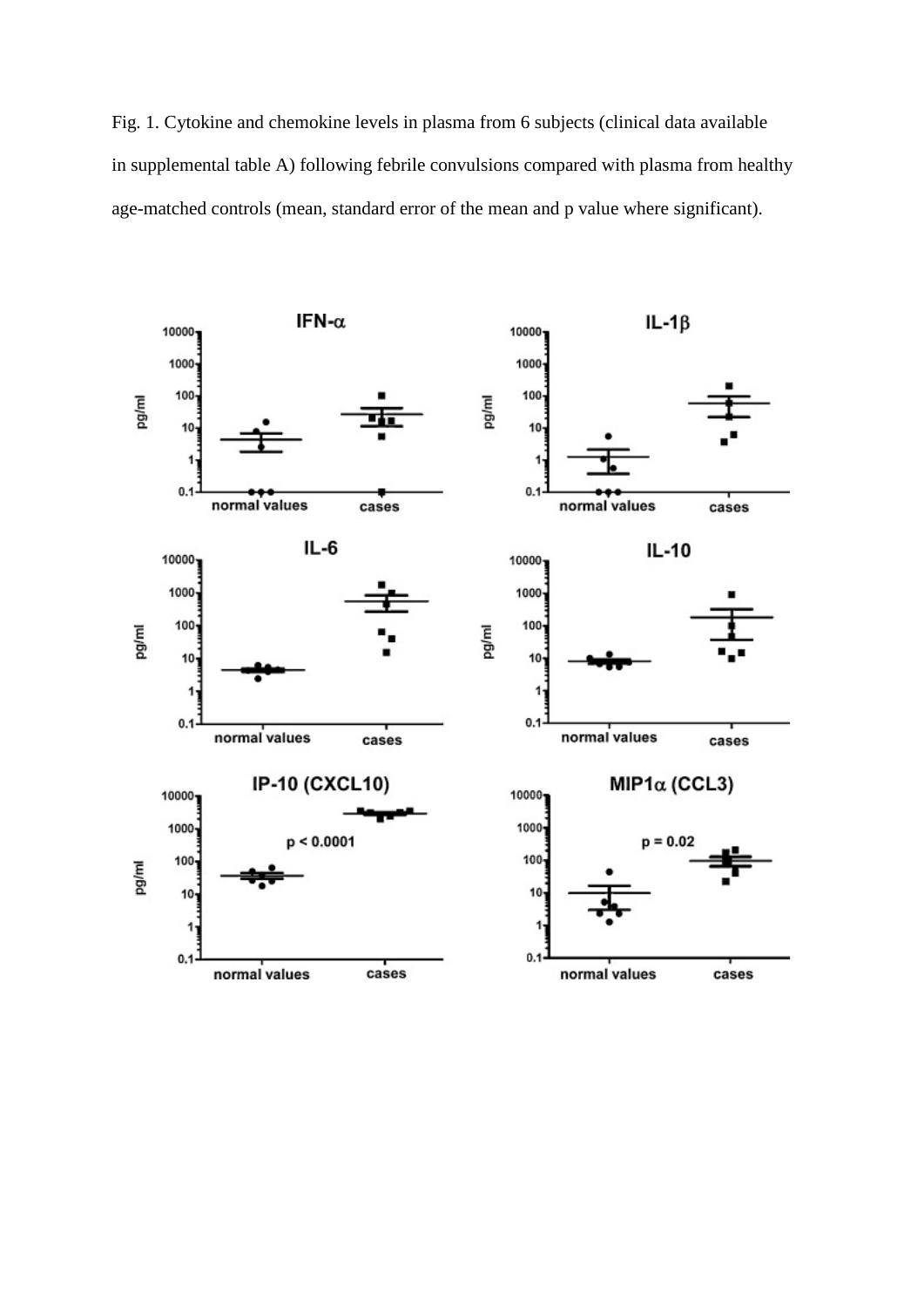Fig. 1. Cytokine and chemokine levels in plasma from 6 subjects (clinical data available in supplemental table A) following febrile convulsions compared with plasma from healthy age-matched controls (mean, standard error of the mean and p value where significant).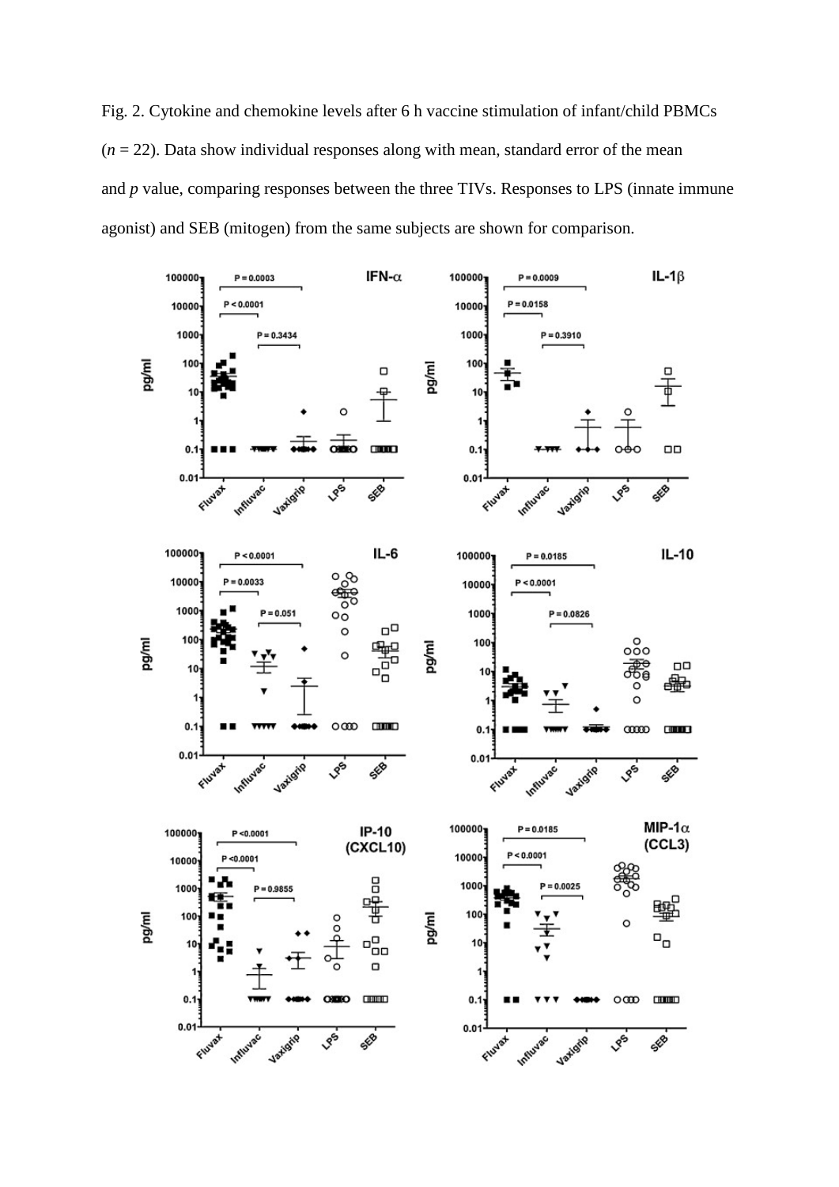Fig. 2. Cytokine and chemokine levels after 6 h vaccine stimulation of infant/child PBMCs ($n = 22$). Data show individual responses along with mean, standard error of the mean and $p$ value, comparing responses between the three TIVs. Responses to LPS (innate immune agonist) and SEB (mitogen) from the same subjects are shown for comparison.

IFN-α

P = 0.0003

P < 0.0001

P = 0.3434

pg/ml

Fluvax Influvac Vaxigrip LPS SEB

IL-1β

P = 0.0009

P = 0.0158

P = 0.3910

pg/ml

Fluvax Influvac Vaxigrip LPS SEB

IL-6

P < 0.0001

P = 0.0033

P = 0.051

pg/ml

Fluvax Influvac Vaxigrip LPS SEB

IL-10

P = 0.0185

P < 0.0001

P = 0.0826

pg/ml

Fluvax Influvac Vaxigrip LPS SEB

IP-10 (CXCL10)

P <0.0001

P <0.0001

P = 0.9855

pg/ml

Fluvax Influvac Vaxigrip LPS SEB

MIP-1α (CCL3)

P = 0.0185

P < 0.0001

P = 0.0025

pg/ml

Fluvax Influvac Vaxigrip LPS SEB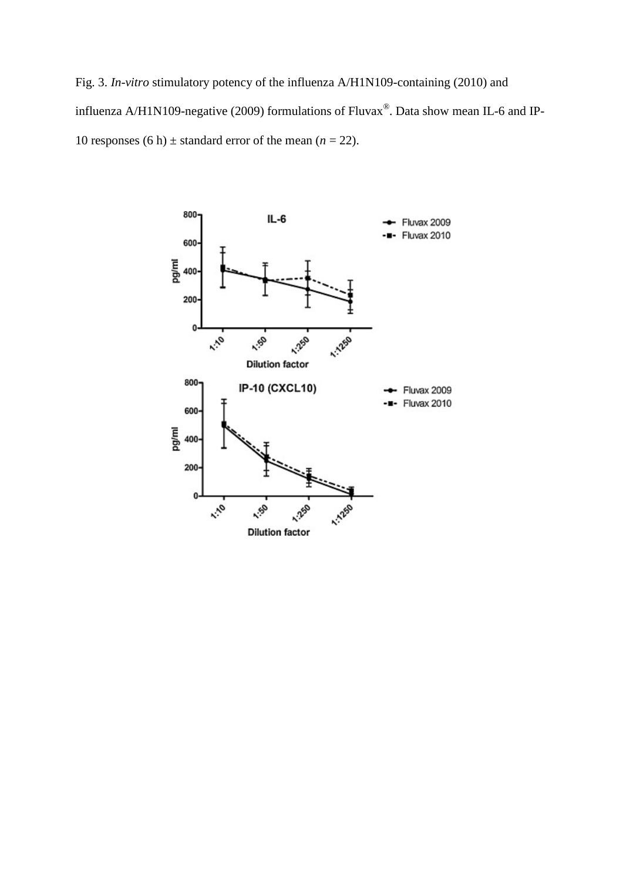Fig. 3. *In-vitro* stimulatory potency of the influenza A/H1N109-containing (2010) and influenza A/H1N109-negative (2009) formulations of Fluvax®. Data show mean IL-6 and IP-10 responses (6 h) ± standard error of the mean ($n$ = 22).

IL-6

800
600
400
200
0

pg/ml

1:10
1:50
1:250
1:1250

Dilution factor

Fluvax 2009
Fluvax 2010

IP-10 (CXCL10)

800
600
400
200
0

pg/ml

1:10
1:50
1:250
1:1250

Dilution factor

Fluvax 2009
Fluvax 2010